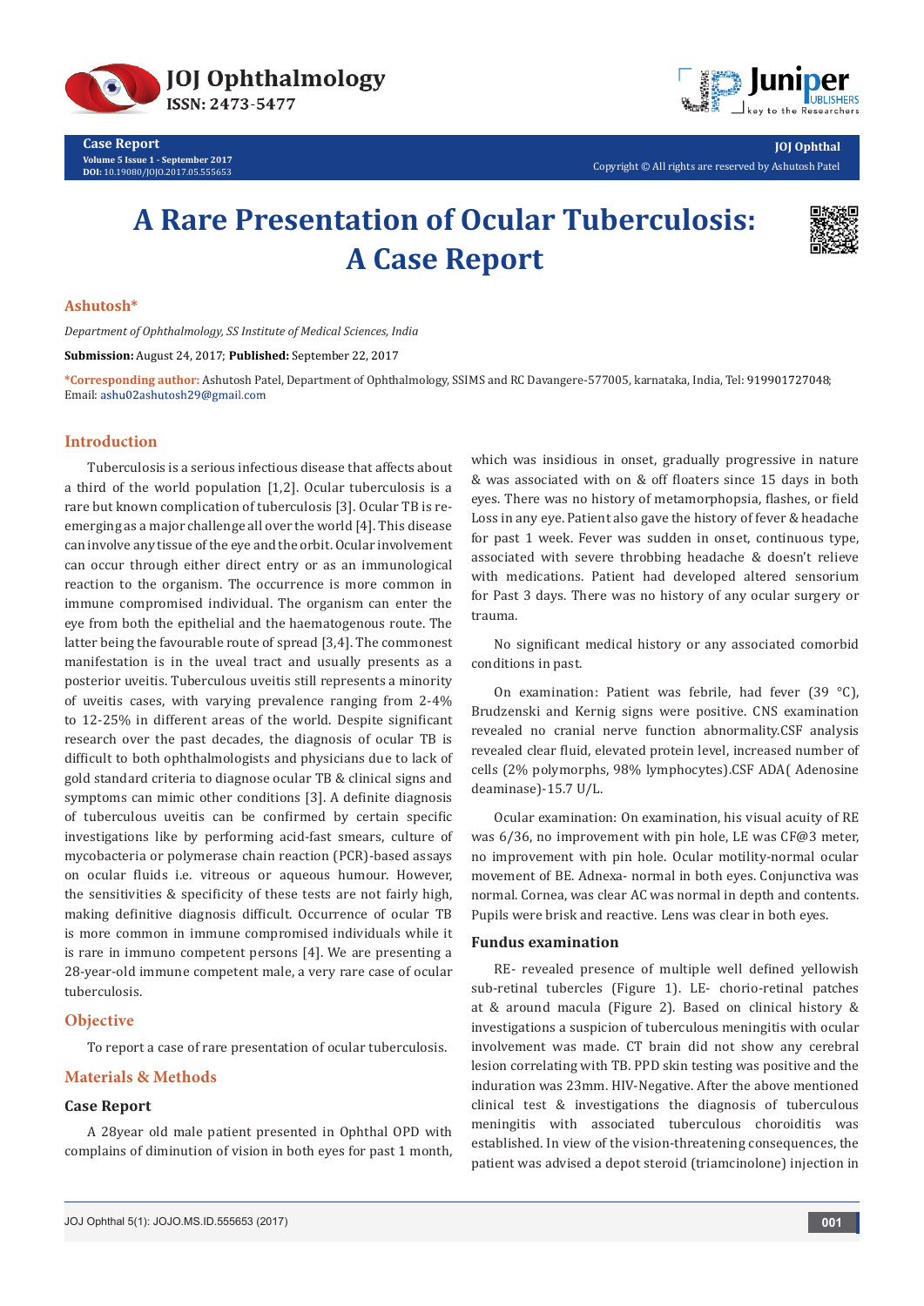# A Rare Presentation of Ocular Tuberculosis: A Case Report

**Ashutosh***

*Department of Ophthalmology, SS Institute of Medical Sciences, India*

**Submission:** August 24, 2017; **Published:** September 22, 2017

***Corresponding author:** Ashutosh Patel, Department of Ophthalmology, SSIMS and RC Davangere-577005, karnataka, India, Tel: 919901727048; Email: ashu02ashutosh29@gmail.com

## Introduction

Tuberculosis is a serious infectious disease that affects about a third of the world population [1,2]. Ocular tuberculosis is a rare but known complication of tuberculosis [3]. Ocular TB is re-emerging as a major challenge all over the world [4]. This disease can involve any tissue of the eye and the orbit. Ocular involvement can occur through either direct entry or as an immunological reaction to the organism. The occurrence is more common in immune compromised individual. The organism can enter the eye from both the epithelial and the haematogenous route. The latter being the favourable route of spread [3,4]. The commonest manifestation is in the uveal tract and usually presents as a posterior uveitis. Tuberculous uveitis still represents a minority of uveitis cases, with varying prevalence ranging from 2-4% to 12-25% in different areas of the world. Despite significant research over the past decades, the diagnosis of ocular TB is difficult to both ophthalmologists and physicians due to lack of gold standard criteria to diagnose ocular TB & clinical signs and symptoms can mimic other conditions [3]. A definite diagnosis of tuberculous uveitis can be confirmed by certain specific investigations like by performing acid-fast smears, culture of mycobacteria or polymerase chain reaction (PCR)-based assays on ocular fluids i.e. vitreous or aqueous humour. However, the sensitivities & specificity of these tests are not fairly high, making definitive diagnosis difficult. Occurrence of ocular TB is more common in immune compromised individuals while it is rare in immuno competent persons [4]. We are presenting a 28-year-old immune competent male, a very rare case of ocular tuberculosis.

## Objective

To report a case of rare presentation of ocular tuberculosis.

## Materials & Methods

### Case Report

A 28year old male patient presented in Ophthal OPD with complains of diminution of vision in both eyes for past 1 month, which was insidious in onset, gradually progressive in nature & was associated with on & off floaters since 15 days in both eyes. There was no history of metamorphopsia, flashes, or field Loss in any eye. Patient also gave the history of fever & headache for past 1 week. Fever was sudden in onset, continuous type, associated with severe throbbing headache & doesn't relieve with medications. Patient had developed altered sensorium for Past 3 days. There was no history of any ocular surgery or trauma.

No significant medical history or any associated comorbid conditions in past.

On examination: Patient was febrile, had fever (39 °C), Brudzenski and Kernig signs were positive. CNS examination revealed no cranial nerve function abnormality.CSF analysis revealed clear fluid, elevated protein level, increased number of cells (2% polymorphs, 98% lymphocytes).CSF ADA( Adenosine deaminase)-15.7 U/L.

Ocular examination: On examination, his visual acuity of RE was 6/36, no improvement with pin hole, LE was CF@3 meter, no improvement with pin hole. Ocular motility-normal ocular movement of BE. Adnexa- normal in both eyes. Conjunctiva was normal. Cornea, was clear AC was normal in depth and contents. Pupils were brisk and reactive. Lens was clear in both eyes.

### Fundus examination

RE- revealed presence of multiple well defined yellowish sub-retinal tubercles (Figure 1). LE- chorio-retinal patches at & around macula (Figure 2). Based on clinical history & investigations a suspicion of tuberculous meningitis with ocular involvement was made. CT brain did not show any cerebral lesion correlating with TB. PPD skin testing was positive and the induration was 23mm. HIV-Negative. After the above mentioned clinical test & investigations the diagnosis of tuberculous meningitis with associated tuberculous choroiditis was established. In view of the vision-threatening consequences, the patient was advised a depot steroid (triamcinolone) injection in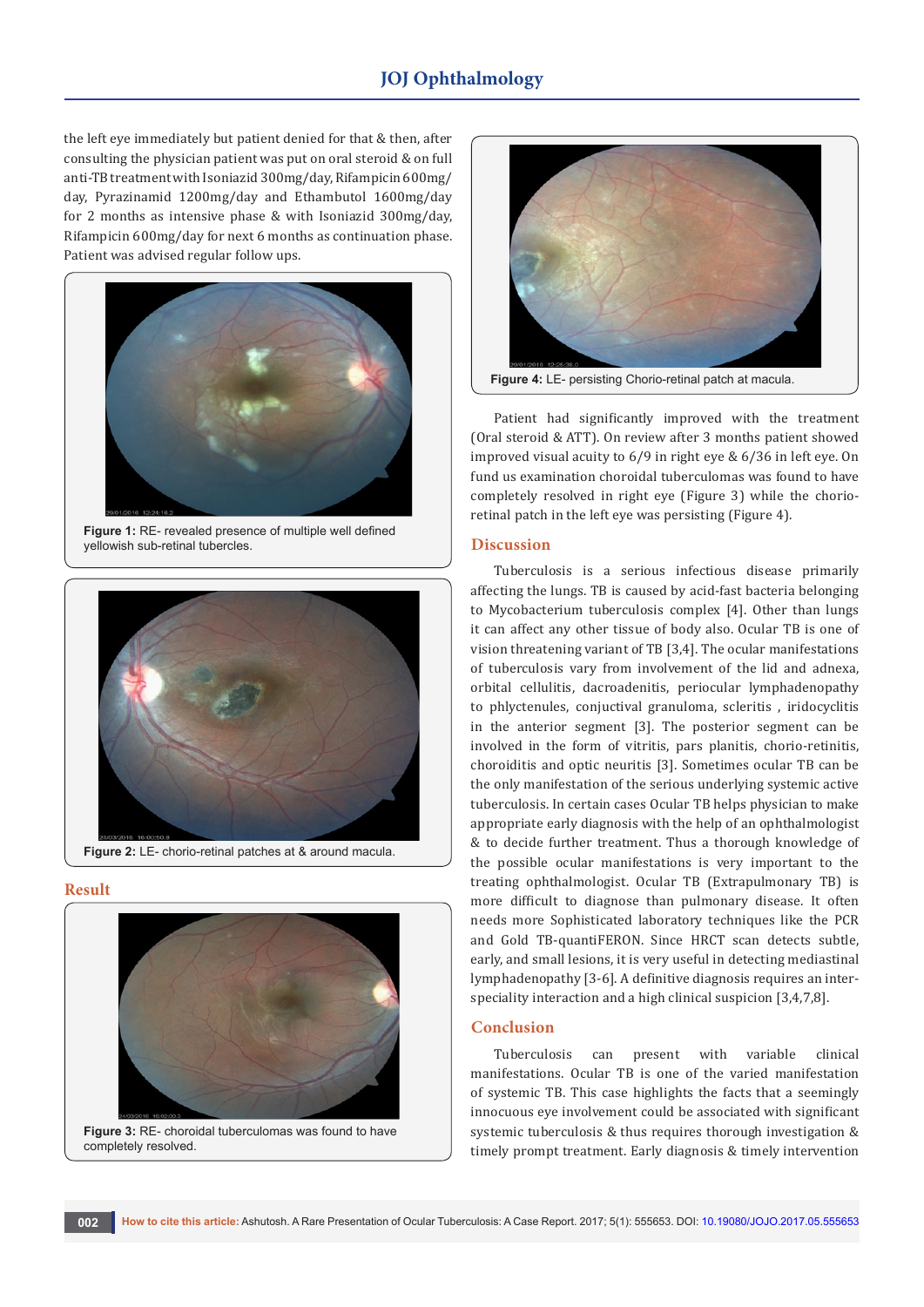the left eye immediately but patient denied for that & then, after consulting the physician patient was put on oral steroid & on full anti-TB treatment with Isoniazid 300mg/day, Rifampicin 600mg/day, Pyrazinamid 1200mg/day and Ethambutol 1600mg/day for 2 months as intensive phase & with Isoniazid 300mg/day, Rifampicin 600mg/day for next 6 months as continuation phase. Patient was advised regular follow ups.

**Figure 1:** RE- revealed presence of multiple well defined yellowish sub-retinal tubercles.

**Figure 2:** LE- chorio-retinal patches at & around macula.

## Result

**Figure 3:** RE- choroidal tuberculomas was found to have completely resolved.

**Figure 4:** LE- persisting Chorio-retinal patch at macula.

Patient had significantly improved with the treatment (Oral steroid & ATT). On review after 3 months patient showed improved visual acuity to 6/9 in right eye & 6/36 in left eye. On fund us examination choroidal tuberculomas was found to have completely resolved in right eye (Figure 3) while the chorio-retinal patch in the left eye was persisting (Figure 4).

## Discussion

Tuberculosis is a serious infectious disease primarily affecting the lungs. TB is caused by acid-fast bacteria belonging to Mycobacterium tuberculosis complex [4]. Other than lungs it can affect any other tissue of body also. Ocular TB is one of vision threatening variant of TB [3,4]. The ocular manifestations of tuberculosis vary from involvement of the lid and adnexa, orbital cellulitis, dacroadenitis, periocular lymphadenopathy to phlyctenules, conjuctival granuloma, scleritis , iridocyclitis in the anterior segment [3]. The posterior segment can be involved in the form of vitritis, pars planitis, chorio-retinitis, choroiditis and optic neuritis [3]. Sometimes ocular TB can be the only manifestation of the serious underlying systemic active tuberculosis. In certain cases Ocular TB helps physician to make appropriate early diagnosis with the help of an ophthalmologist & to decide further treatment. Thus a thorough knowledge of the possible ocular manifestations is very important to the treating ophthalmologist. Ocular TB (Extrapulmonary TB) is more difficult to diagnose than pulmonary disease. It often needs more Sophisticated laboratory techniques like the PCR and Gold TB-quantiFERON. Since HRCT scan detects subtle, early, and small lesions, it is very useful in detecting mediastinal lymphadenopathy [3-6]. A definitive diagnosis requires an inter-speciality interaction and a high clinical suspicion [3,4,7,8].

## Conclusion

Tuberculosis can present with variable clinical manifestations. Ocular TB is one of the varied manifestation of systemic TB. This case highlights the facts that a seemingly innocuous eye involvement could be associated with significant systemic tuberculosis & thus requires thorough investigation & timely prompt treatment. Early diagnosis & timely intervention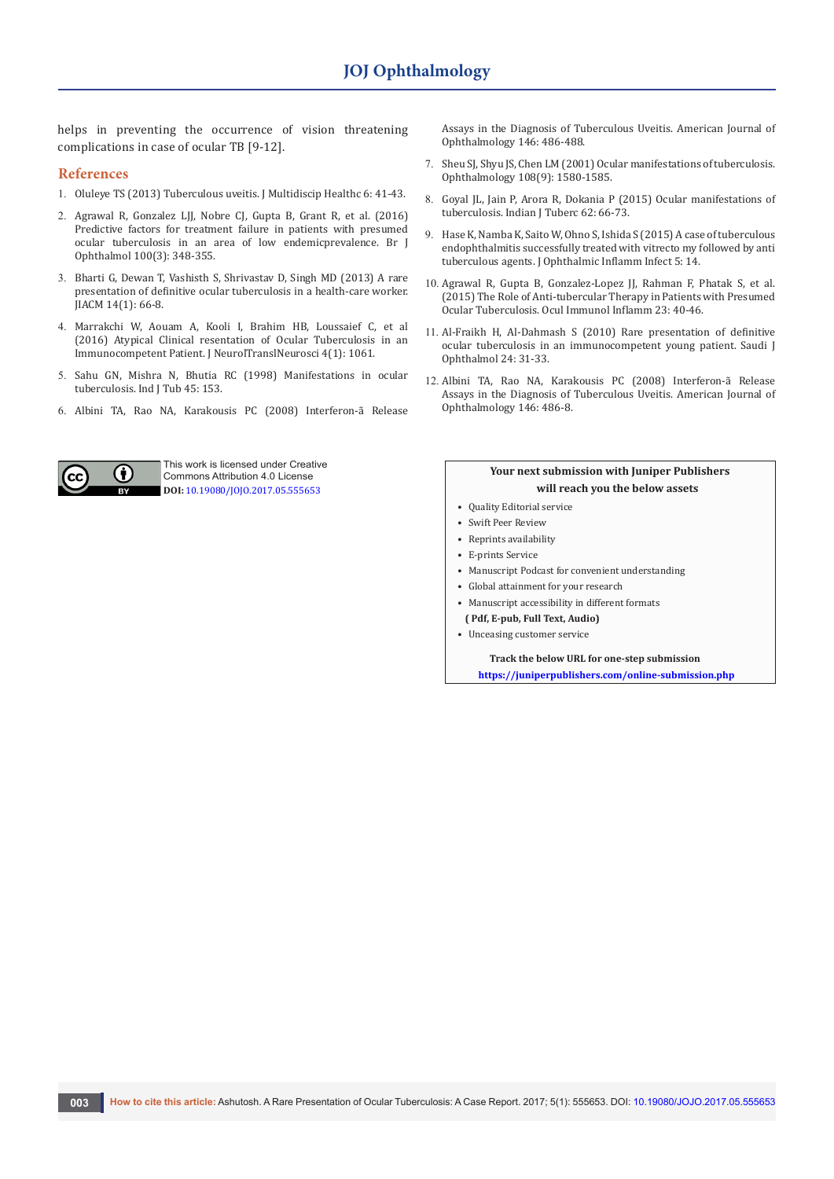helps in preventing the occurrence of vision threatening complications in case of ocular TB [9-12].

## References

1. Oluleye TS (2013) Tuberculous uveitis. J Multidiscip Healthc 6: 41-43.
2. Agrawal R, Gonzalez LJJ, Nobre CJ, Gupta B, Grant R, et al. (2016) Predictive factors for treatment failure in patients with presumed ocular tuberculosis in an area of low endemicprevalence. Br J Ophthalmol 100(3): 348-355.
3. Bharti G, Dewan T, Vashisth S, Shrivastav D, Singh MD (2013) A rare presentation of definitive ocular tuberculosis in a health-care worker. JIACM 14(1): 66-8.
4. Marrakchi W, Aouam A, Kooli I, Brahim HB, Loussaief C, et al (2016) Atypical Clinical resentation of Ocular Tuberculosis in an Immunocompetent Patient. J NeurolTranslNeurosci 4(1): 1061.
5. Sahu GN, Mishra N, Bhutia RC (1998) Manifestations in ocular tuberculosis. Ind J Tub 45: 153.
6. Albini TA, Rao NA, Karakousis PC (2008) Interferon-ã Release Assays in the Diagnosis of Tuberculous Uveitis. American Journal of Ophthalmology 146: 486-488.
7. Sheu SJ, Shyu JS, Chen LM (2001) Ocular manifestations of tuberculosis. Ophthalmology 108(9): 1580-1585.
8. Goyal JL, Jain P, Arora R, Dokania P (2015) Ocular manifestations of tuberculosis. Indian J Tuberc 62: 66-73.
9. Hase K, Namba K, Saito W, Ohno S, Ishida S (2015) A case of tuberculous endophthalmitis successfully treated with vitrecto my followed by anti tuberculous agents. J Ophthalmic Inflamm Infect 5: 14.
10. Agrawal R, Gupta B, Gonzalez-Lopez JJ, Rahman F, Phatak S, et al. (2015) The Role of Anti-tubercular Therapy in Patients with Presumed Ocular Tuberculosis. Ocul Immunol Inflamm 23: 40-46.
11. Al-Fraikh H, Al-Dahmash S (2010) Rare presentation of definitive ocular tuberculosis in an immunocompetent young patient. Saudi J Ophthalmol 24: 31-33.
12. Albini TA, Rao NA, Karakousis PC (2008) Interferon-ã Release Assays in the Diagnosis of Tuberculous Uveitis. American Journal of Ophthalmology 146: 486-8.

This work is licensed under Creative Commons Attribution 4.0 License
**DOI:** 10.19080/JOJO.2017.05.555653

**Your next submission with Juniper Publishers will reach you the below assets**

- Quality Editorial service
- Swift Peer Review
- Reprints availability
- E-prints Service
- Manuscript Podcast for convenient understanding
- Global attainment for your research
- Manuscript accessibility in different formats
  **( Pdf, E-pub, Full Text, Audio)**
- Unceasing customer service

**Track the below URL for one-step submission**
**https://juniperpublishers.com/online-submission.php**

**How to cite this article:** Ashutosh. A Rare Presentation of Ocular Tuberculosis: A Case Report. 2017; 5(1): 555653. DOI: 10.19080/JOJO.2017.05.555653